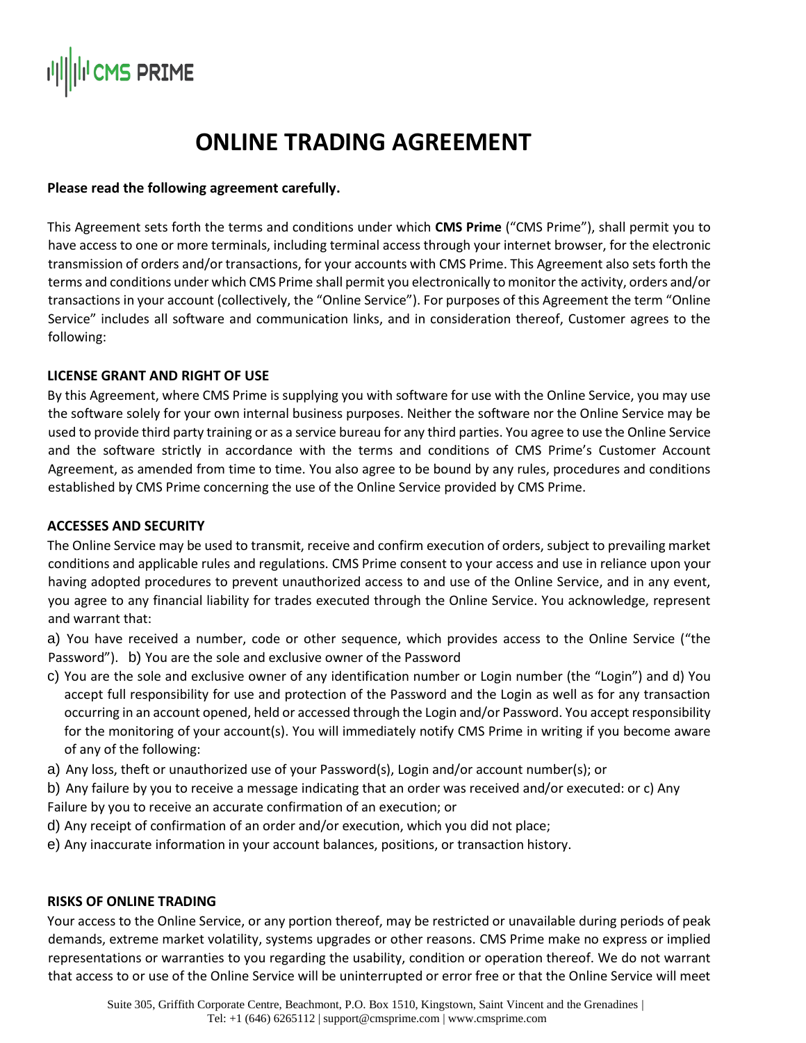# ONLINE TRADING AGREEMENT

**Please read the following agreement carefully.**

This Agreement sets forth the terms and conditions under which **CMS Prime** ("CMS Prime"), shall permit you to have access to one or more terminals, including terminal access through your internet browser, for the electronic transmission of orders and/or transactions, for your accounts with CMS Prime. This Agreement also sets forth the terms and conditions under which CMS Prime shall permit you electronically to monitor the activity, orders and/or transactions in your account (collectively, the "Online Service"). For purposes of this Agreement the term "Online Service" includes all software and communication links, and in consideration thereof, Customer agrees to the following:

## LICENSE GRANT AND RIGHT OF USE

By this Agreement, where CMS Prime is supplying you with software for use with the Online Service, you may use the software solely for your own internal business purposes. Neither the software nor the Online Service may be used to provide third party training or as a service bureau for any third parties. You agree to use the Online Service and the software strictly in accordance with the terms and conditions of CMS Prime's Customer Account Agreement, as amended from time to time. You also agree to be bound by any rules, procedures and conditions established by CMS Prime concerning the use of the Online Service provided by CMS Prime.

## ACCESSES AND SECURITY

The Online Service may be used to transmit, receive and confirm execution of orders, subject to prevailing market conditions and applicable rules and regulations. CMS Prime consent to your access and use in reliance upon your having adopted procedures to prevent unauthorized access to and use of the Online Service, and in any event, you agree to any financial liability for trades executed through the Online Service. You acknowledge, represent and warrant that:

a) You have received a number, code or other sequence, which provides access to the Online Service ("the Password"). b) You are the sole and exclusive owner of the Password

c) You are the sole and exclusive owner of any identification number or Login number (the "Login") and d) You accept full responsibility for use and protection of the Password and the Login as well as for any transaction occurring in an account opened, held or accessed through the Login and/or Password. You accept responsibility for the monitoring of your account(s). You will immediately notify CMS Prime in writing if you become aware of any of the following:

a) Any loss, theft or unauthorized use of your Password(s), Login and/or account number(s); or

b) Any failure by you to receive a message indicating that an order was received and/or executed: or c) Any Failure by you to receive an accurate confirmation of an execution; or

d) Any receipt of confirmation of an order and/or execution, which you did not place;

e) Any inaccurate information in your account balances, positions, or transaction history.

## RISKS OF ONLINE TRADING

Your access to the Online Service, or any portion thereof, may be restricted or unavailable during periods of peak demands, extreme market volatility, systems upgrades or other reasons. CMS Prime make no express or implied representations or warranties to you regarding the usability, condition or operation thereof. We do not warrant that access to or use of the Online Service will be uninterrupted or error free or that the Online Service will meet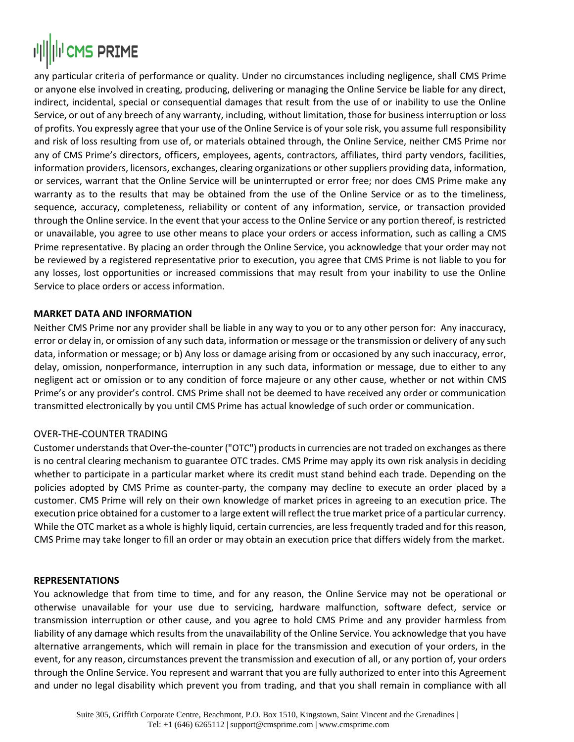any particular criteria of performance or quality. Under no circumstances including negligence, shall CMS Prime or anyone else involved in creating, producing, delivering or managing the Online Service be liable for any direct, indirect, incidental, special or consequential damages that result from the use of or inability to use the Online Service, or out of any breech of any warranty, including, without limitation, those for business interruption or loss of profits. You expressly agree that your use of the Online Service is of your sole risk, you assume full responsibility and risk of loss resulting from use of, or materials obtained through, the Online Service, neither CMS Prime nor any of CMS Prime's directors, officers, employees, agents, contractors, affiliates, third party vendors, facilities, information providers, licensors, exchanges, clearing organizations or other suppliers providing data, information, or services, warrant that the Online Service will be uninterrupted or error free; nor does CMS Prime make any warranty as to the results that may be obtained from the use of the Online Service or as to the timeliness, sequence, accuracy, completeness, reliability or content of any information, service, or transaction provided through the Online service. In the event that your access to the Online Service or any portion thereof, is restricted or unavailable, you agree to use other means to place your orders or access information, such as calling a CMS Prime representative. By placing an order through the Online Service, you acknowledge that your order may not be reviewed by a registered representative prior to execution, you agree that CMS Prime is not liable to you for any losses, lost opportunities or increased commissions that may result from your inability to use the Online Service to place orders or access information.

**MARKET DATA AND INFORMATION**

Neither CMS Prime nor any provider shall be liable in any way to you or to any other person for: Any inaccuracy, error or delay in, or omission of any such data, information or message or the transmission or delivery of any such data, information or message; or b) Any loss or damage arising from or occasioned by any such inaccuracy, error, delay, omission, nonperformance, interruption in any such data, information or message, due to either to any negligent act or omission or to any condition of force majeure or any other cause, whether or not within CMS Prime's or any provider's control. CMS Prime shall not be deemed to have received any order or communication transmitted electronically by you until CMS Prime has actual knowledge of such order or communication.

OVER-THE-COUNTER TRADING

Customer understands that Over-the-counter ("OTC") products in currencies are not traded on exchanges as there is no central clearing mechanism to guarantee OTC trades. CMS Prime may apply its own risk analysis in deciding whether to participate in a particular market where its credit must stand behind each trade. Depending on the policies adopted by CMS Prime as counter-party, the company may decline to execute an order placed by a customer. CMS Prime will rely on their own knowledge of market prices in agreeing to an execution price. The execution price obtained for a customer to a large extent will reflect the true market price of a particular currency. While the OTC market as a whole is highly liquid, certain currencies, are less frequently traded and for this reason, CMS Prime may take longer to fill an order or may obtain an execution price that differs widely from the market.

**REPRESENTATIONS**

You acknowledge that from time to time, and for any reason, the Online Service may not be operational or otherwise unavailable for your use due to servicing, hardware malfunction, software defect, service or transmission interruption or other cause, and you agree to hold CMS Prime and any provider harmless from liability of any damage which results from the unavailability of the Online Service. You acknowledge that you have alternative arrangements, which will remain in place for the transmission and execution of your orders, in the event, for any reason, circumstances prevent the transmission and execution of all, or any portion of, your orders through the Online Service. You represent and warrant that you are fully authorized to enter into this Agreement and under no legal disability which prevent you from trading, and that you shall remain in compliance with all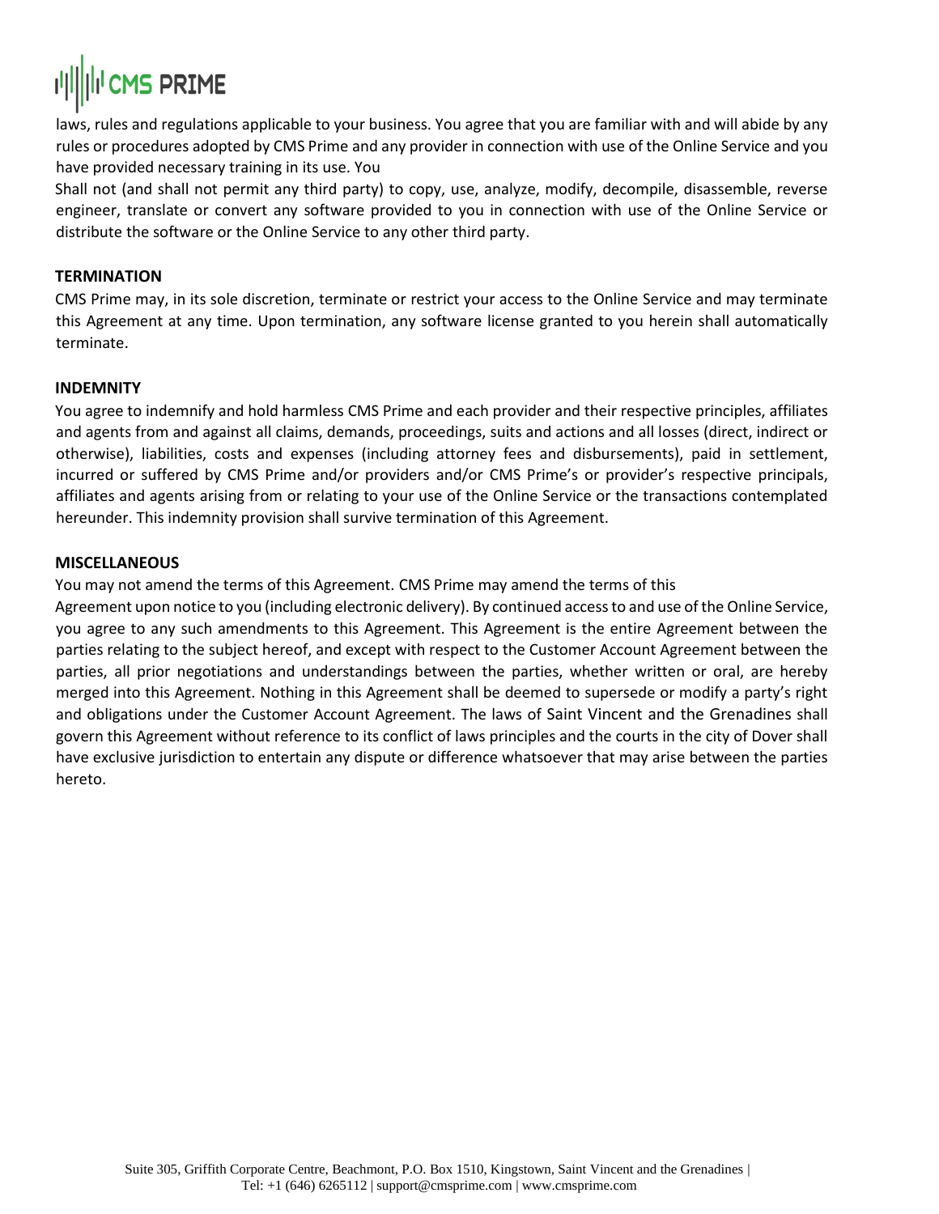laws, rules and regulations applicable to your business. You agree that you are familiar with and will abide by any rules or procedures adopted by CMS Prime and any provider in connection with use of the Online Service and you have provided necessary training in its use. You

Shall not (and shall not permit any third party) to copy, use, analyze, modify, decompile, disassemble, reverse engineer, translate or convert any software provided to you in connection with use of the Online Service or distribute the software or the Online Service to any other third party.

**TERMINATION**

CMS Prime may, in its sole discretion, terminate or restrict your access to the Online Service and may terminate this Agreement at any time. Upon termination, any software license granted to you herein shall automatically terminate.

**INDEMNITY**

You agree to indemnify and hold harmless CMS Prime and each provider and their respective principles, affiliates and agents from and against all claims, demands, proceedings, suits and actions and all losses (direct, indirect or otherwise), liabilities, costs and expenses (including attorney fees and disbursements), paid in settlement, incurred or suffered by CMS Prime and/or providers and/or CMS Prime's or provider's respective principals, affiliates and agents arising from or relating to your use of the Online Service or the transactions contemplated hereunder. This indemnity provision shall survive termination of this Agreement.

**MISCELLANEOUS**

You may not amend the terms of this Agreement. CMS Prime may amend the terms of this

Agreement upon notice to you (including electronic delivery). By continued access to and use of the Online Service, you agree to any such amendments to this Agreement. This Agreement is the entire Agreement between the parties relating to the subject hereof, and except with respect to the Customer Account Agreement between the parties, all prior negotiations and understandings between the parties, whether written or oral, are hereby merged into this Agreement. Nothing in this Agreement shall be deemed to supersede or modify a party's right and obligations under the Customer Account Agreement. The laws of Saint Vincent and the Grenadines shall govern this Agreement without reference to its conflict of laws principles and the courts in the city of Dover shall have exclusive jurisdiction to entertain any dispute or difference whatsoever that may arise between the parties hereto.